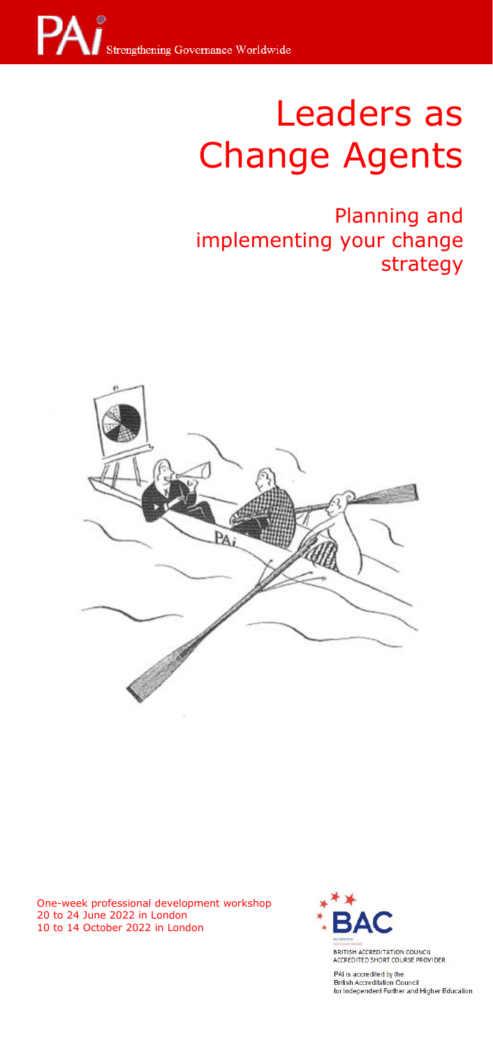PAI Strengthening Governance Worldwide

# Leaders as Change Agents

## Planning and implementing your change strategy

One-week professional development workshop
20 to 24 June 2022 in London
10 to 14 October 2022 in London

BAC
BRITISH ACCREDITATION COUNCIL
ACCREDITED SHORT COURSE PROVIDER

PAI is accredited by the
British Accreditation Council
for Independent Further and Higher Education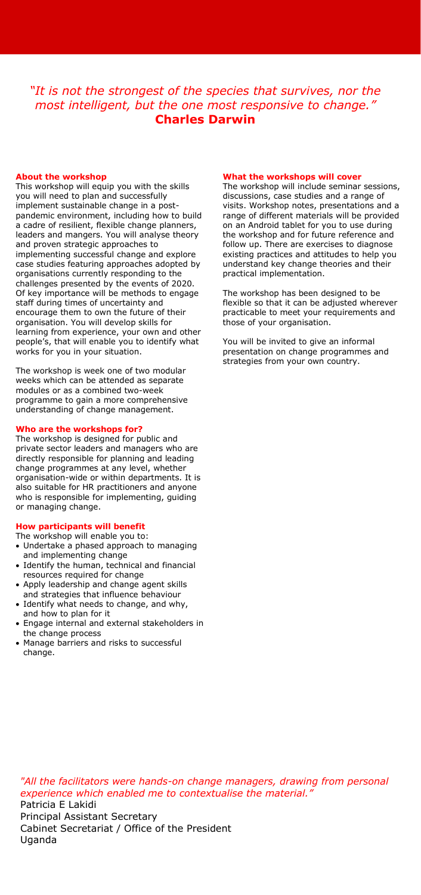*"It is not the strongest of the species that survives, nor the most intelligent, but the one most responsive to change."*
**Charles Darwin**

## About the workshop

This workshop will equip you with the skills you will need to plan and successfully implement sustainable change in a post-pandemic environment, including how to build a cadre of resilient, flexible change planners, leaders and mangers. You will analyse theory and proven strategic approaches to implementing successful change and explore case studies featuring approaches adopted by organisations currently responding to the challenges presented by the events of 2020. Of key importance will be methods to engage staff during times of uncertainty and encourage them to own the future of their organisation. You will develop skills for learning from experience, your own and other people's, that will enable you to identify what works for you in your situation.

The workshop is week one of two modular weeks which can be attended as separate modules or as a combined two-week programme to gain a more comprehensive understanding of change management.

## Who are the workshops for?

The workshop is designed for public and private sector leaders and managers who are directly responsible for planning and leading change programmes at any level, whether organisation-wide or within departments. It is also suitable for HR practitioners and anyone who is responsible for implementing, guiding or managing change.

## How participants will benefit

The workshop will enable you to:

- Undertake a phased approach to managing and implementing change
- Identify the human, technical and financial resources required for change
- Apply leadership and change agent skills and strategies that influence behaviour
- Identify what needs to change, and why, and how to plan for it
- Engage internal and external stakeholders in the change process
- Manage barriers and risks to successful change.

## What the workshops will cover

The workshop will include seminar sessions, discussions, case studies and a range of visits. Workshop notes, presentations and a range of different materials will be provided on an Android tablet for you to use during the workshop and for future reference and follow up. There are exercises to diagnose existing practices and attitudes to help you understand key change theories and their practical implementation.

The workshop has been designed to be flexible so that it can be adjusted wherever practicable to meet your requirements and those of your organisation.

You will be invited to give an informal presentation on change programmes and strategies from your own country.

*"All the facilitators were hands-on change managers, drawing from personal experience which enabled me to contextualise the material."*
Patricia E Lakidi
Principal Assistant Secretary
Cabinet Secretariat / Office of the President
Uganda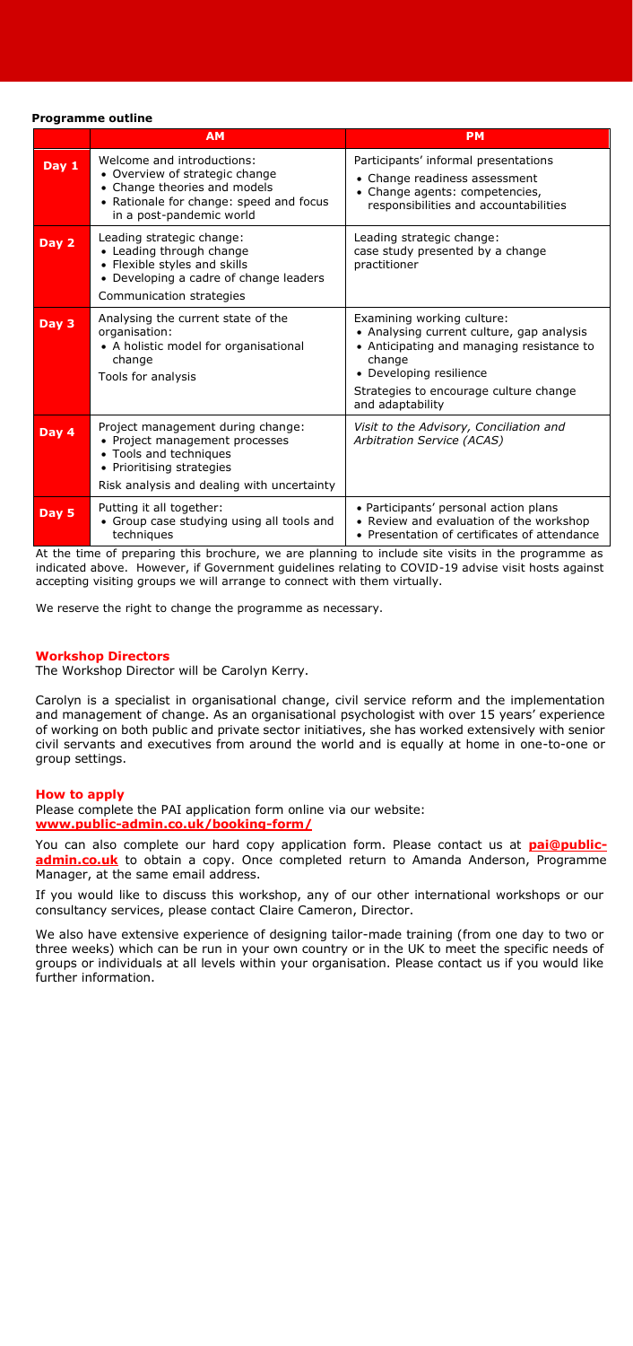**Programme outline**

| | AM | PM |
|---|---|---|
| **Day 1** | Welcome and introductions:<br>• Overview of strategic change<br>• Change theories and models<br>• Rationale for change: speed and focus in a post-pandemic world | Participants' informal presentations<br>• Change readiness assessment<br>• Change agents: competencies, responsibilities and accountabilities |
| **Day 2** | Leading strategic change:<br>• Leading through change<br>• Flexible styles and skills<br>• Developing a cadre of change leaders<br>Communication strategies | Leading strategic change:<br>case study presented by a change practitioner |
| **Day 3** | Analysing the current state of the organisation:<br>• A holistic model for organisational change<br>Tools for analysis | Examining working culture:<br>• Analysing current culture, gap analysis<br>• Anticipating and managing resistance to change<br>• Developing resilience<br>Strategies to encourage culture change and adaptability |
| **Day 4** | Project management during change:<br>• Project management processes<br>• Tools and techniques<br>• Prioritising strategies<br>Risk analysis and dealing with uncertainty | *Visit to the Advisory, Conciliation and Arbitration Service (ACAS)* |
| **Day 5** | Putting it all together:<br>• Group case studying using all tools and techniques | • Participants' personal action plans<br>• Review and evaluation of the workshop<br>• Presentation of certificates of attendance |

At the time of preparing this brochure, we are planning to include site visits in the programme as indicated above. However, if Government guidelines relating to COVID-19 advise visit hosts against accepting visiting groups we will arrange to connect with them virtually.

We reserve the right to change the programme as necessary.

## Workshop Directors

The Workshop Director will be Carolyn Kerry.

Carolyn is a specialist in organisational change, civil service reform and the implementation and management of change. As an organisational psychologist with over 15 years' experience of working on both public and private sector initiatives, she has worked extensively with senior civil servants and executives from around the world and is equally at home in one-to-one or group settings.

## How to apply

Please complete the PAI application form online via our website:
**www.public-admin.co.uk/booking-form/**

You can also complete our hard copy application form. Please contact us at **pai@public-admin.co.uk** to obtain a copy. Once completed return to Amanda Anderson, Programme Manager, at the same email address.

If you would like to discuss this workshop, any of our other international workshops or our consultancy services, please contact Claire Cameron, Director.

We also have extensive experience of designing tailor-made training (from one day to two or three weeks) which can be run in your own country or in the UK to meet the specific needs of groups or individuals at all levels within your organisation. Please contact us if you would like further information.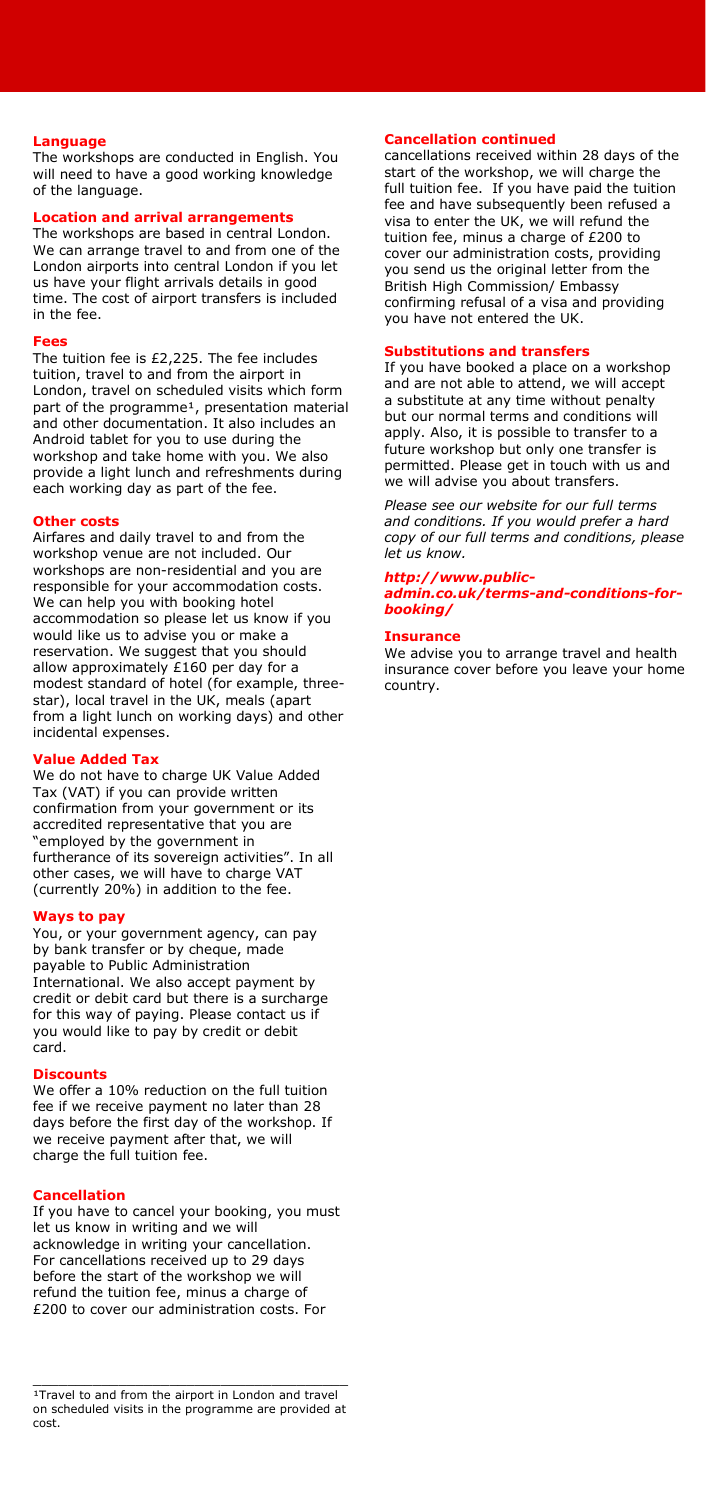## Language

The workshops are conducted in English. You will need to have a good working knowledge of the language.

## Location and arrival arrangements

The workshops are based in central London. We can arrange travel to and from one of the London airports into central London if you let us have your flight arrivals details in good time. The cost of airport transfers is included in the fee.

## Fees

The tuition fee is £2,225. The fee includes tuition, travel to and from the airport in London, travel on scheduled visits which form part of the programme[1], presentation material and other documentation. It also includes an Android tablet for you to use during the workshop and take home with you. We also provide a light lunch and refreshments during each working day as part of the fee.

## Other costs

Airfares and daily travel to and from the workshop venue are not included. Our workshops are non-residential and you are responsible for your accommodation costs. We can help you with booking hotel accommodation so please let us know if you would like us to advise you or make a reservation. We suggest that you should allow approximately £160 per day for a modest standard of hotel (for example, three-star), local travel in the UK, meals (apart from a light lunch on working days) and other incidental expenses.

## Value Added Tax

We do not have to charge UK Value Added Tax (VAT) if you can provide written confirmation from your government or its accredited representative that you are "employed by the government in furtherance of its sovereign activities". In all other cases, we will have to charge VAT (currently 20%) in addition to the fee.

## Ways to pay

You, or your government agency, can pay by bank transfer or by cheque, made payable to Public Administration International. We also accept payment by credit or debit card but there is a surcharge for this way of paying. Please contact us if you would like to pay by credit or debit card.

## Discounts

We offer a 10% reduction on the full tuition fee if we receive payment no later than 28 days before the first day of the workshop. If we receive payment after that, we will charge the full tuition fee.

## Cancellation

If you have to cancel your booking, you must let us know in writing and we will acknowledge in writing your cancellation. For cancellations received up to 29 days before the start of the workshop we will refund the tuition fee, minus a charge of £200 to cover our administration costs. For cancellations received within 28 days of the start of the workshop, we will charge the full tuition fee. If you have paid the tuition fee and have subsequently been refused a visa to enter the UK, we will refund the tuition fee, minus a charge of £200 to cover our administration costs, providing you send us the original letter from the British High Commission/ Embassy confirming refusal of a visa and providing you have not entered the UK.

## Substitutions and transfers

If you have booked a place on a workshop and are not able to attend, we will accept a substitute at any time without penalty but our normal terms and conditions will apply. Also, it is possible to transfer to a future workshop but only one transfer is permitted. Please get in touch with us and we will advise you about transfers.

*Please see our website for our full terms and conditions. If you would prefer a hard copy of our full terms and conditions, please let us know.*

***http://www.public-admin.co.uk/terms-and-conditions-for-booking/***

## Insurance

We advise you to arrange travel and health insurance cover before you leave your home country.

---

[1] Travel to and from the airport in London and travel on scheduled visits in the programme are provided at cost.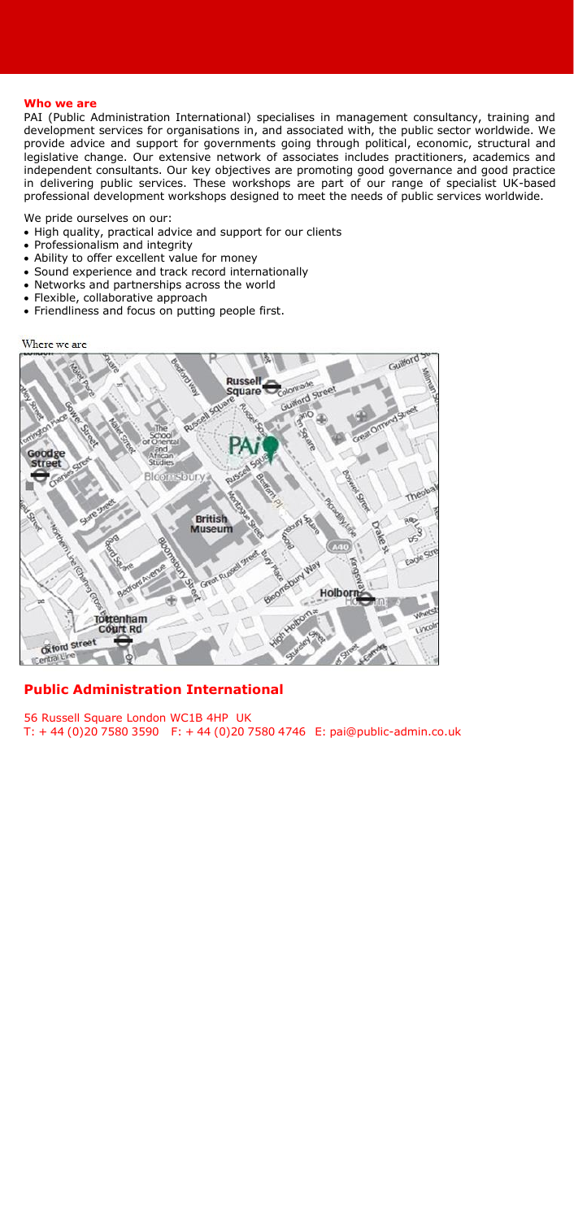## Who we are

PAI (Public Administration International) specialises in management consultancy, training and development services for organisations in, and associated with, the public sector worldwide. We provide advice and support for governments going through political, economic, structural and legislative change. Our extensive network of associates includes practitioners, academics and independent consultants. Our key objectives are promoting good governance and good practice in delivering public services. These workshops are part of our range of specialist UK-based professional development workshops designed to meet the needs of public services worldwide.

We pride ourselves on our:

- High quality, practical advice and support for our clients
- Professionalism and integrity
- Ability to offer excellent value for money
- Sound experience and track record internationally
- Networks and partnerships across the world
- Flexible, collaborative approach
- Friendliness and focus on putting people first.

Where we are

## Public Administration International

56 Russell Square London WC1B 4HP UK
T: + 44 (0)20 7580 3590 F: + 44 (0)20 7580 4746 E: pai@public-admin.co.uk